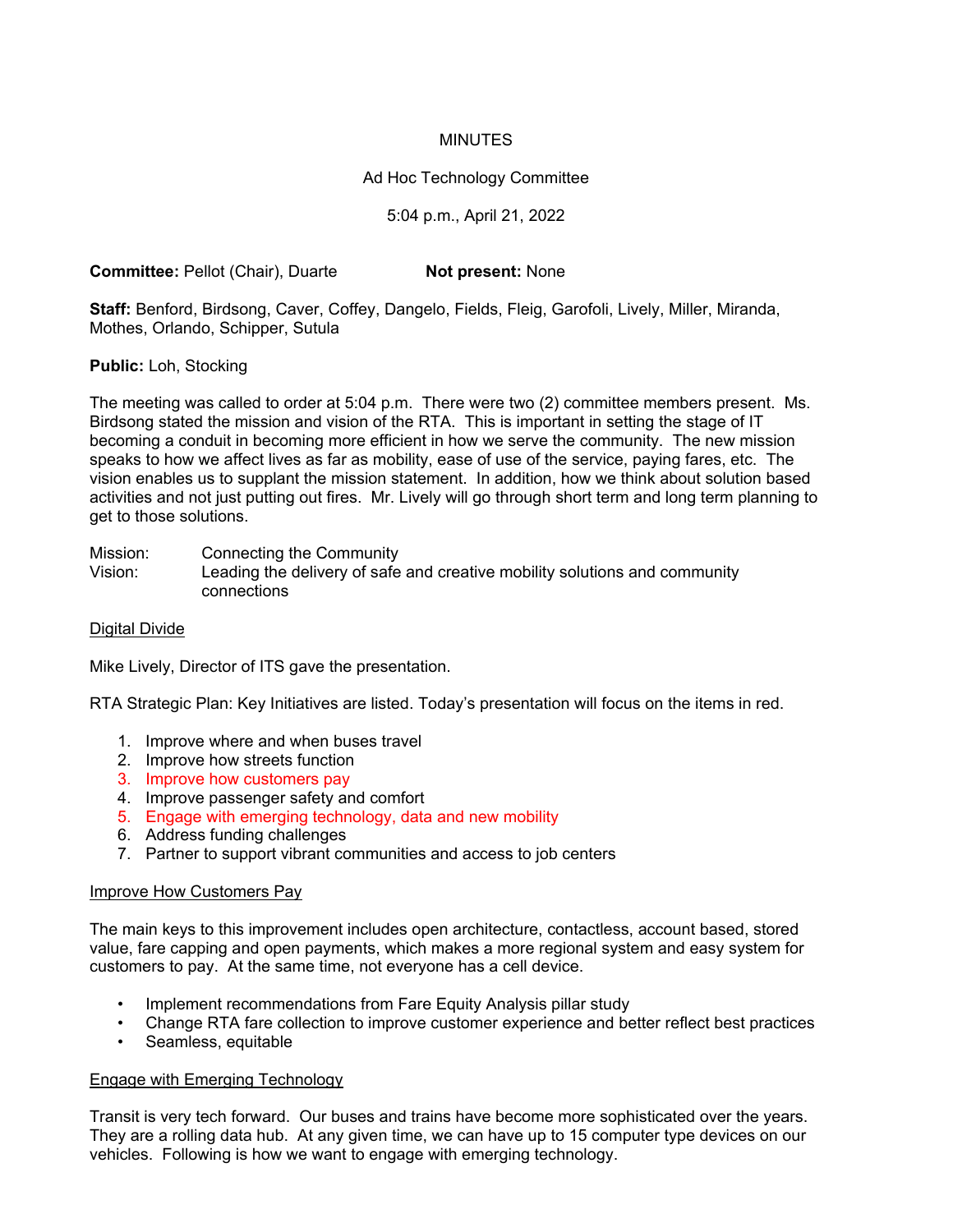MINUTES

Ad Hoc Technology Committee

5:04 p.m., April 21, 2022

**Committee:** Pellot (Chair), Duarte **Not present:** None

**Staff:** Benford, Birdsong, Caver, Coffey, Dangelo, Fields, Fleig, Garofoli, Lively, Miller, Miranda, Mothes, Orlando, Schipper, Sutula

**Public:** Loh, Stocking

The meeting was called to order at 5:04 p.m. There were two (2) committee members present. Ms. Birdsong stated the mission and vision of the RTA. This is important in setting the stage of IT becoming a conduit in becoming more efficient in how we serve the community. The new mission speaks to how we affect lives as far as mobility, ease of use of the service, paying fares, etc. The vision enables us to supplant the mission statement. In addition, how we think about solution based activities and not just putting out fires. Mr. Lively will go through short term and long term planning to get to those solutions.

Mission: Connecting the Community
Vision: Leading the delivery of safe and creative mobility solutions and community connections

<u>Digital Divide</u>

Mike Lively, Director of ITS gave the presentation.

RTA Strategic Plan: Key Initiatives are listed. Today's presentation will focus on the items in red.

1. Improve where and when buses travel
2. Improve how streets function
3. Improve how customers pay
4. Improve passenger safety and comfort
5. Engage with emerging technology, data and new mobility
6. Address funding challenges
7. Partner to support vibrant communities and access to job centers

<u>Improve How Customers Pay</u>

The main keys to this improvement includes open architecture, contactless, account based, stored value, fare capping and open payments, which makes a more regional system and easy system for customers to pay. At the same time, not everyone has a cell device.

- Implement recommendations from Fare Equity Analysis pillar study
- Change RTA fare collection to improve customer experience and better reflect best practices
- Seamless, equitable

<u>Engage with Emerging Technology</u>

Transit is very tech forward. Our buses and trains have become more sophisticated over the years. They are a rolling data hub. At any given time, we can have up to 15 computer type devices on our vehicles. Following is how we want to engage with emerging technology.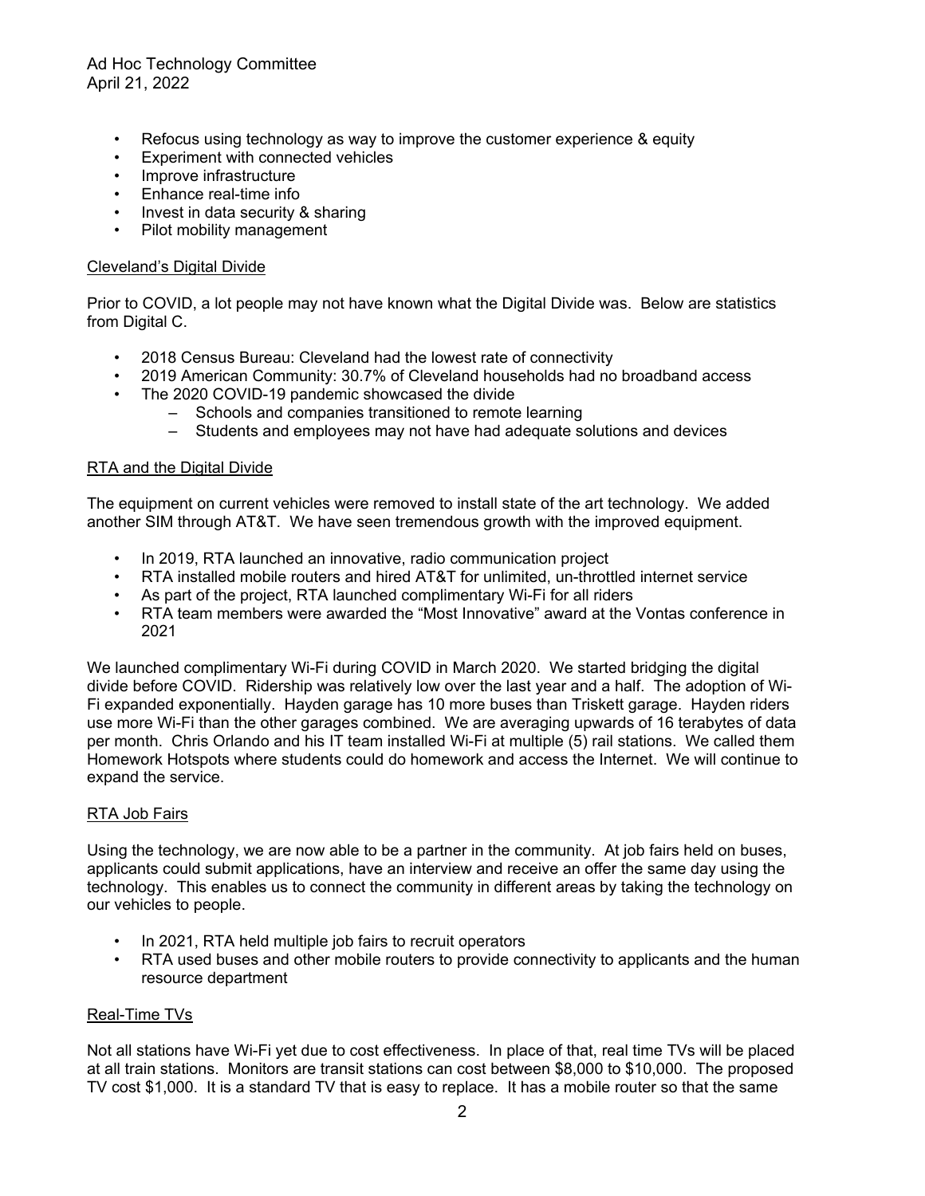- Refocus using technology as way to improve the customer experience & equity
- Experiment with connected vehicles
- Improve infrastructure
- Enhance real-time info
- Invest in data security & sharing
- Pilot mobility management

## Cleveland's Digital Divide

Prior to COVID, a lot people may not have known what the Digital Divide was. Below are statistics from Digital C.

- 2018 Census Bureau: Cleveland had the lowest rate of connectivity
- 2019 American Community: 30.7% of Cleveland households had no broadband access
- The 2020 COVID-19 pandemic showcased the divide
  - Schools and companies transitioned to remote learning
  - Students and employees may not have had adequate solutions and devices

## RTA and the Digital Divide

The equipment on current vehicles were removed to install state of the art technology. We added another SIM through AT&T. We have seen tremendous growth with the improved equipment.

- In 2019, RTA launched an innovative, radio communication project
- RTA installed mobile routers and hired AT&T for unlimited, un-throttled internet service
- As part of the project, RTA launched complimentary Wi-Fi for all riders
- RTA team members were awarded the "Most Innovative" award at the Vontas conference in 2021

We launched complimentary Wi-Fi during COVID in March 2020. We started bridging the digital divide before COVID. Ridership was relatively low over the last year and a half. The adoption of Wi-Fi expanded exponentially. Hayden garage has 10 more buses than Triskett garage. Hayden riders use more Wi-Fi than the other garages combined. We are averaging upwards of 16 terabytes of data per month. Chris Orlando and his IT team installed Wi-Fi at multiple (5) rail stations. We called them Homework Hotspots where students could do homework and access the Internet. We will continue to expand the service.

## RTA Job Fairs

Using the technology, we are now able to be a partner in the community. At job fairs held on buses, applicants could submit applications, have an interview and receive an offer the same day using the technology. This enables us to connect the community in different areas by taking the technology on our vehicles to people.

- In 2021, RTA held multiple job fairs to recruit operators
- RTA used buses and other mobile routers to provide connectivity to applicants and the human resource department

## Real-Time TVs

Not all stations have Wi-Fi yet due to cost effectiveness. In place of that, real time TVs will be placed at all train stations. Monitors are transit stations can cost between $8,000 to $10,000. The proposed TV cost $1,000. It is a standard TV that is easy to replace. It has a mobile router so that the same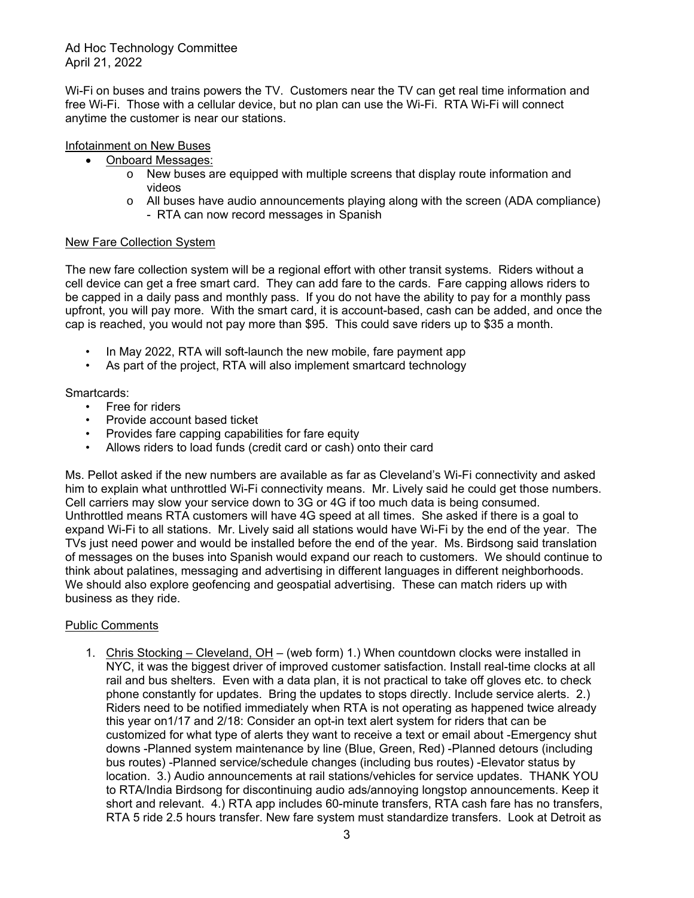Wi-Fi on buses and trains powers the TV. Customers near the TV can get real time information and free Wi-Fi. Those with a cellular device, but no plan can use the Wi-Fi. RTA Wi-Fi will connect anytime the customer is near our stations.

Infotainment on New Buses

- Onboard Messages:
  - New buses are equipped with multiple screens that display route information and videos
  - All buses have audio announcements playing along with the screen (ADA compliance)
    - RTA can now record messages in Spanish

New Fare Collection System

The new fare collection system will be a regional effort with other transit systems. Riders without a cell device can get a free smart card. They can add fare to the cards. Fare capping allows riders to be capped in a daily pass and monthly pass. If you do not have the ability to pay for a monthly pass upfront, you will pay more. With the smart card, it is account-based, cash can be added, and once the cap is reached, you would not pay more than $95. This could save riders up to $35 a month.

- In May 2022, RTA will soft-launch the new mobile, fare payment app
- As part of the project, RTA will also implement smartcard technology

Smartcards:

- Free for riders
- Provide account based ticket
- Provides fare capping capabilities for fare equity
- Allows riders to load funds (credit card or cash) onto their card

Ms. Pellot asked if the new numbers are available as far as Cleveland's Wi-Fi connectivity and asked him to explain what unthrottled Wi-Fi connectivity means. Mr. Lively said he could get those numbers. Cell carriers may slow your service down to 3G or 4G if too much data is being consumed. Unthrottled means RTA customers will have 4G speed at all times. She asked if there is a goal to expand Wi-Fi to all stations. Mr. Lively said all stations would have Wi-Fi by the end of the year. The TVs just need power and would be installed before the end of the year. Ms. Birdsong said translation of messages on the buses into Spanish would expand our reach to customers. We should continue to think about palatines, messaging and advertising in different languages in different neighborhoods. We should also explore geofencing and geospatial advertising. These can match riders up with business as they ride.

Public Comments

1. Chris Stocking – Cleveland, OH – (web form) 1.) When countdown clocks were installed in NYC, it was the biggest driver of improved customer satisfaction. Install real-time clocks at all rail and bus shelters. Even with a data plan, it is not practical to take off gloves etc. to check phone constantly for updates. Bring the updates to stops directly. Include service alerts. 2.) Riders need to be notified immediately when RTA is not operating as happened twice already this year on1/17 and 2/18: Consider an opt-in text alert system for riders that can be customized for what type of alerts they want to receive a text or email about -Emergency shut downs -Planned system maintenance by line (Blue, Green, Red) -Planned detours (including bus routes) -Planned service/schedule changes (including bus routes) -Elevator status by location. 3.) Audio announcements at rail stations/vehicles for service updates. THANK YOU to RTA/India Birdsong for discontinuing audio ads/annoying longstop announcements. Keep it short and relevant. 4.) RTA app includes 60-minute transfers, RTA cash fare has no transfers, RTA 5 ride 2.5 hours transfer. New fare system must standardize transfers. Look at Detroit as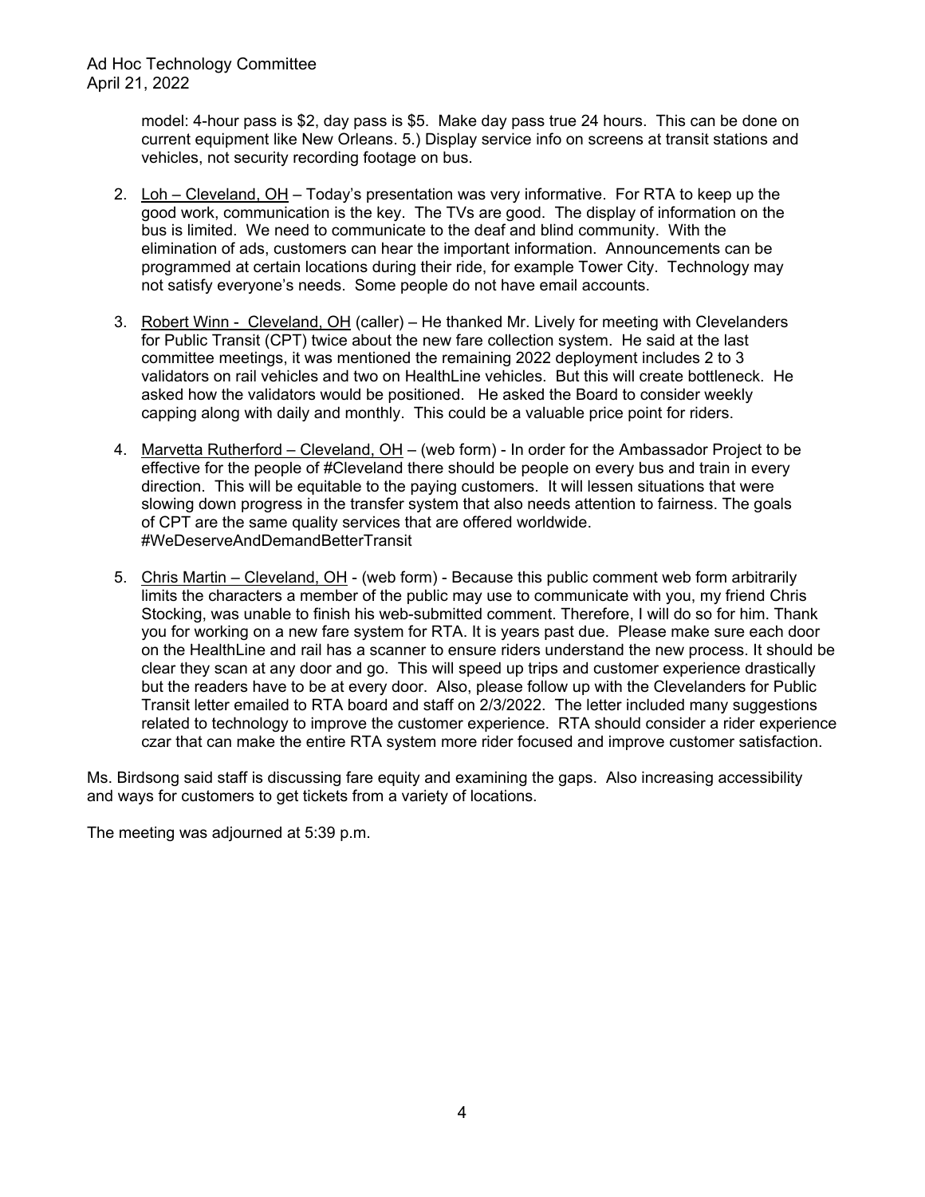model: 4-hour pass is $2, day pass is $5. Make day pass true 24 hours. This can be done on current equipment like New Orleans. 5.) Display service info on screens at transit stations and vehicles, not security recording footage on bus.

2. Loh – Cleveland, OH – Today's presentation was very informative. For RTA to keep up the good work, communication is the key. The TVs are good. The display of information on the bus is limited. We need to communicate to the deaf and blind community. With the elimination of ads, customers can hear the important information. Announcements can be programmed at certain locations during their ride, for example Tower City. Technology may not satisfy everyone's needs. Some people do not have email accounts.

3. Robert Winn - Cleveland, OH (caller) – He thanked Mr. Lively for meeting with Clevelanders for Public Transit (CPT) twice about the new fare collection system. He said at the last committee meetings, it was mentioned the remaining 2022 deployment includes 2 to 3 validators on rail vehicles and two on HealthLine vehicles. But this will create bottleneck. He asked how the validators would be positioned. He asked the Board to consider weekly capping along with daily and monthly. This could be a valuable price point for riders.

4. Marvetta Rutherford – Cleveland, OH – (web form) - In order for the Ambassador Project to be effective for the people of #Cleveland there should be people on every bus and train in every direction. This will be equitable to the paying customers. It will lessen situations that were slowing down progress in the transfer system that also needs attention to fairness. The goals of CPT are the same quality services that are offered worldwide. #WeDeserveAndDemandBetterTransit

5. Chris Martin – Cleveland, OH - (web form) - Because this public comment web form arbitrarily limits the characters a member of the public may use to communicate with you, my friend Chris Stocking, was unable to finish his web-submitted comment. Therefore, I will do so for him. Thank you for working on a new fare system for RTA. It is years past due. Please make sure each door on the HealthLine and rail has a scanner to ensure riders understand the new process. It should be clear they scan at any door and go. This will speed up trips and customer experience drastically but the readers have to be at every door. Also, please follow up with the Clevelanders for Public Transit letter emailed to RTA board and staff on 2/3/2022. The letter included many suggestions related to technology to improve the customer experience. RTA should consider a rider experience czar that can make the entire RTA system more rider focused and improve customer satisfaction.

Ms. Birdsong said staff is discussing fare equity and examining the gaps. Also increasing accessibility and ways for customers to get tickets from a variety of locations.

The meeting was adjourned at 5:39 p.m.